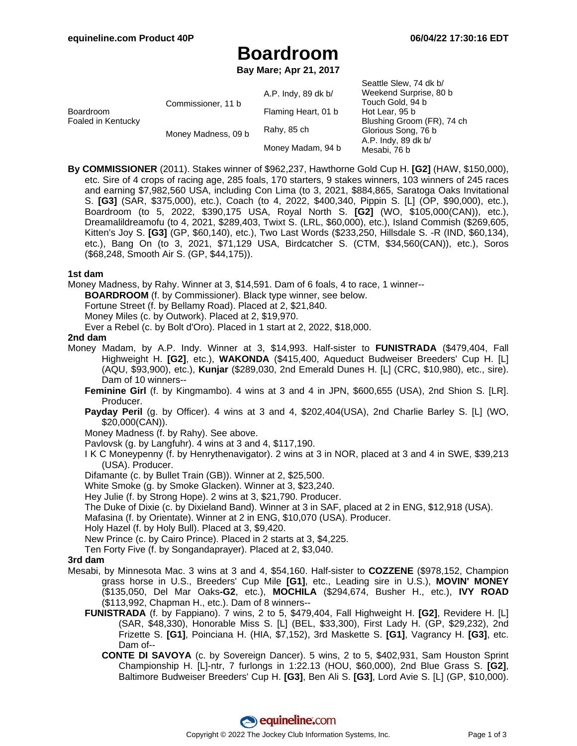# Boardroom

**Bay Mare; Apr 21, 2017**

| | | | |
|---|---|---|---|
| Boardroom Foaled in Kentucky | Commissioner, 11 b | A.P. Indy, 89 dk b/ | Seattle Slew, 74 dk b/ |
| | | | Weekend Surprise, 80 b |
| | | Flaming Heart, 01 b | Touch Gold, 94 b |
| | | | Hot Lear, 95 b |
| | Money Madness, 09 b | Rahy, 85 ch | Blushing Groom (FR), 74 ch |
| | | | Glorious Song, 76 b |
| | | Money Madam, 94 b | A.P. Indy, 89 dk b/ |
| | | | Mesabi, 76 b |

**By COMMISSIONER** (2011). Stakes winner of $962,237, Hawthorne Gold Cup H. **[G2]** (HAW, $150,000), etc. Sire of 4 crops of racing age, 285 foals, 170 starters, 9 stakes winners, 103 winners of 245 races and earning $7,982,560 USA, including Con Lima (to 3, 2021, $884,865, Saratoga Oaks Invitational S. **[G3]** (SAR, $375,000), etc.), Coach (to 4, 2022, $400,340, Pippin S. [L] (OP, $90,000), etc.), Boardroom (to 5, 2022, $390,175 USA, Royal North S. **[G2]** (WO, $105,000(CAN)), etc.), Dreamalildreamofu (to 4, 2021, $289,403, Twixt S. (LRL, $60,000), etc.), Island Commish ($269,605, Kitten's Joy S. **[G3]** (GP, $60,140), etc.), Two Last Words ($233,250, Hillsdale S. -R (IND, $60,134), etc.), Bang On (to 3, 2021, $71,129 USA, Birdcatcher S. (CTM, $34,560(CAN)), etc.), Soros ($68,248, Smooth Air S. (GP, $44,175)).

### 1st dam

Money Madness, by Rahy. Winner at 3, $14,591. Dam of 6 foals, 4 to race, 1 winner--

- **BOARDROOM** (f. by Commissioner). Black type winner, see below.
- Fortune Street (f. by Bellamy Road). Placed at 2, $21,840.
- Money Miles (c. by Outwork). Placed at 2, $19,970.
- Ever a Rebel (c. by Bolt d'Oro). Placed in 1 start at 2, 2022, $18,000.

### 2nd dam

Money Madam, by A.P. Indy. Winner at 3, $14,993. Half-sister to **FUNISTRADA** ($479,404, Fall Highweight H. **[G2]**, etc.), **WAKONDA** ($415,400, Aqueduct Budweiser Breeders' Cup H. [L] (AQU, $93,900), etc.), **Kunjar** ($289,030, 2nd Emerald Dunes H. [L] (CRC, $10,980), etc., sire). Dam of 10 winners--

- **Feminine Girl** (f. by Kingmambo). 4 wins at 3 and 4 in JPN, $600,655 (USA), 2nd Shion S. [LR]. Producer.
- **Payday Peril** (g. by Officer). 4 wins at 3 and 4, $202,404(USA), 2nd Charlie Barley S. [L] (WO, $20,000(CAN)).
- Money Madness (f. by Rahy). See above.
- Pavlovsk (g. by Langfuhr). 4 wins at 3 and 4, $117,190.
- I K C Moneypenny (f. by Henrythenavigator). 2 wins at 3 in NOR, placed at 3 and 4 in SWE, $39,213 (USA). Producer.
- Difamante (c. by Bullet Train (GB)). Winner at 2, $25,500.
- White Smoke (g. by Smoke Glacken). Winner at 3, $23,240.
- Hey Julie (f. by Strong Hope). 2 wins at 3, $21,790. Producer.
- The Duke of Dixie (c. by Dixieland Band). Winner at 3 in SAF, placed at 2 in ENG, $12,918 (USA).
- Mafasina (f. by Orientate). Winner at 2 in ENG, $10,070 (USA). Producer.
- Holy Hazel (f. by Holy Bull). Placed at 3, $9,420.
- New Prince (c. by Cairo Prince). Placed in 2 starts at 3, $4,225.
- Ten Forty Five (f. by Songandaprayer). Placed at 2, $3,040.

### 3rd dam

Mesabi, by Minnesota Mac. 3 wins at 3 and 4, $54,160. Half-sister to **COZZENE** ($978,152, Champion grass horse in U.S., Breeders' Cup Mile **[G1]**, etc., Leading sire in U.S.), **MOVIN' MONEY** ($135,050, Del Mar Oaks**-G2**, etc.), **MOCHILA** ($294,674, Busher H., etc.), **IVY ROAD** ($113,992, Chapman H., etc.). Dam of 8 winners--

- **FUNISTRADA** (f. by Fappiano). 7 wins, 2 to 5, $479,404, Fall Highweight H. **[G2]**, Revidere H. [L] (SAR, $48,330), Honorable Miss S. [L] (BEL, $33,300), First Lady H. (GP, $29,232), 2nd Frizette S. **[G1]**, Poinciana H. (HIA, $7,152), 3rd Maskette S. **[G1]**, Vagrancy H. **[G3]**, etc. Dam of--
  - **CONTE DI SAVOYA** (c. by Sovereign Dancer). 5 wins, 2 to 5, $402,931, Sam Houston Sprint Championship H. [L]-ntr, 7 furlongs in 1:22.13 (HOU, $60,000), 2nd Blue Grass S. **[G2]**, Baltimore Budweiser Breeders' Cup H. **[G3]**, Ben Ali S. **[G3]**, Lord Avie S. [L] (GP, $10,000).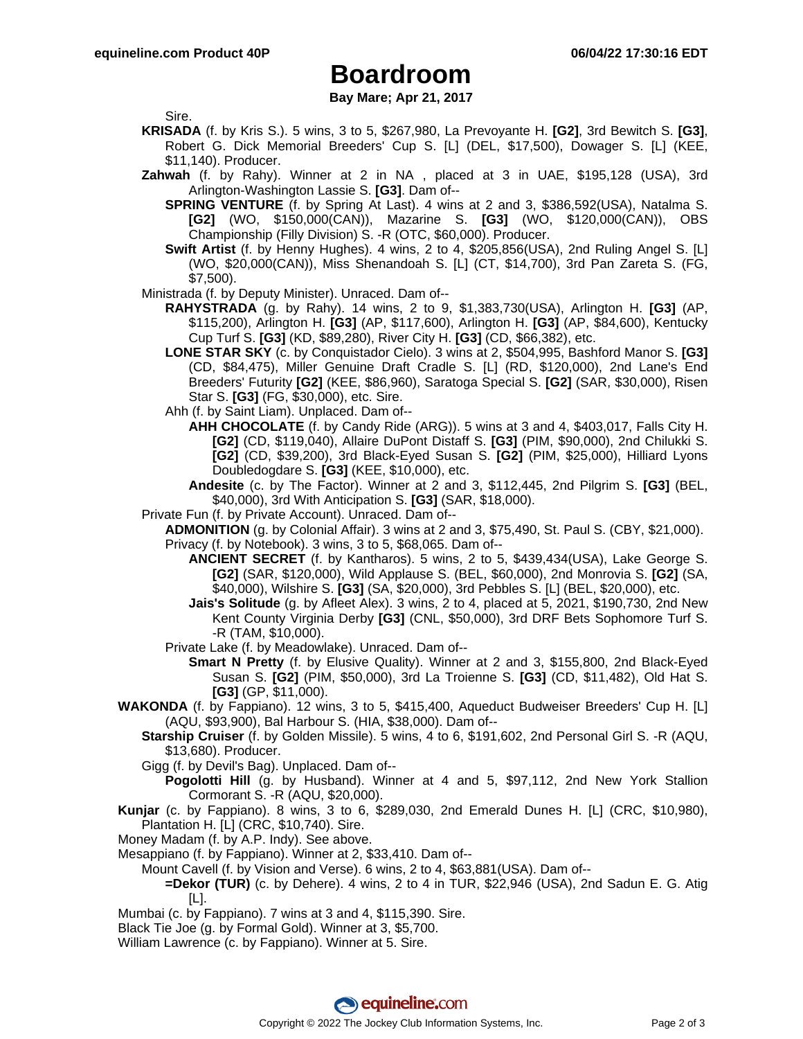# Boardroom

**Bay Mare; Apr 21, 2017**

Sire.

**KRISADA** (f. by Kris S.). 5 wins, 3 to 5, $267,980, La Prevoyante H. **[G2]**, 3rd Bewitch S. **[G3]**, Robert G. Dick Memorial Breeders' Cup S. [L] (DEL, $17,500), Dowager S. [L] (KEE, $11,140). Producer.

**Zahwah** (f. by Rahy). Winner at 2 in NA , placed at 3 in UAE, $195,128 (USA), 3rd Arlington-Washington Lassie S. **[G3]**. Dam of--

**SPRING VENTURE** (f. by Spring At Last). 4 wins at 2 and 3, $386,592(USA), Natalma S. **[G2]** (WO, $150,000(CAN)), Mazarine S. **[G3]** (WO, $120,000(CAN)), OBS Championship (Filly Division) S. -R (OTC, $60,000). Producer.

**Swift Artist** (f. by Henny Hughes). 4 wins, 2 to 4, $205,856(USA), 2nd Ruling Angel S. [L] (WO, $20,000(CAN)), Miss Shenandoah S. [L] (CT, $14,700), 3rd Pan Zareta S. (FG, $7,500).

Ministrada (f. by Deputy Minister). Unraced. Dam of--

**RAHYSTRADA** (g. by Rahy). 14 wins, 2 to 9, $1,383,730(USA), Arlington H. **[G3]** (AP, $115,200), Arlington H. **[G3]** (AP, $117,600), Arlington H. **[G3]** (AP, $84,600), Kentucky Cup Turf S. **[G3]** (KD, $89,280), River City H. **[G3]** (CD, $66,382), etc.

**LONE STAR SKY** (c. by Conquistador Cielo). 3 wins at 2, $504,995, Bashford Manor S. **[G3]** (CD, $84,475), Miller Genuine Draft Cradle S. [L] (RD, $120,000), 2nd Lane's End Breeders' Futurity **[G2]** (KEE, $86,960), Saratoga Special S. **[G2]** (SAR, $30,000), Risen Star S. **[G3]** (FG, $30,000), etc. Sire.

Ahh (f. by Saint Liam). Unplaced. Dam of--

**AHH CHOCOLATE** (f. by Candy Ride (ARG)). 5 wins at 3 and 4, $403,017, Falls City H. **[G2]** (CD, $119,040), Allaire DuPont Distaff S. **[G3]** (PIM, $90,000), 2nd Chilukki S. **[G2]** (CD, $39,200), 3rd Black-Eyed Susan S. **[G2]** (PIM, $25,000), Hilliard Lyons Doubledogdare S. **[G3]** (KEE, $10,000), etc.

**Andesite** (c. by The Factor). Winner at 2 and 3, $112,445, 2nd Pilgrim S. **[G3]** (BEL, $40,000), 3rd With Anticipation S. **[G3]** (SAR, $18,000).

Private Fun (f. by Private Account). Unraced. Dam of--

**ADMONITION** (g. by Colonial Affair). 3 wins at 2 and 3, $75,490, St. Paul S. (CBY, $21,000).

Privacy (f. by Notebook). 3 wins, 3 to 5, $68,065. Dam of--

**ANCIENT SECRET** (f. by Kantharos). 5 wins, 2 to 5, $439,434(USA), Lake George S. **[G2]** (SAR, $120,000), Wild Applause S. (BEL, $60,000), 2nd Monrovia S. **[G2]** (SA, $40,000), Wilshire S. **[G3]** (SA, $20,000), 3rd Pebbles S. [L] (BEL, $20,000), etc.

**Jais's Solitude** (g. by Afleet Alex). 3 wins, 2 to 4, placed at 5, 2021, $190,730, 2nd New Kent County Virginia Derby **[G3]** (CNL, $50,000), 3rd DRF Bets Sophomore Turf S. -R (TAM, $10,000).

Private Lake (f. by Meadowlake). Unraced. Dam of--

**Smart N Pretty** (f. by Elusive Quality). Winner at 2 and 3, $155,800, 2nd Black-Eyed Susan S. **[G2]** (PIM, $50,000), 3rd La Troienne S. **[G3]** (CD, $11,482), Old Hat S. **[G3]** (GP, $11,000).

**WAKONDA** (f. by Fappiano). 12 wins, 3 to 5, $415,400, Aqueduct Budweiser Breeders' Cup H. [L] (AQU, $93,900), Bal Harbour S. (HIA, $38,000). Dam of--

**Starship Cruiser** (f. by Golden Missile). 5 wins, 4 to 6, $191,602, 2nd Personal Girl S. -R (AQU, $13,680). Producer.

Gigg (f. by Devil's Bag). Unplaced. Dam of--

**Pogolotti Hill** (g. by Husband). Winner at 4 and 5, $97,112, 2nd New York Stallion Cormorant S. -R (AQU, $20,000).

**Kunjar** (c. by Fappiano). 8 wins, 3 to 6, $289,030, 2nd Emerald Dunes H. [L] (CRC, $10,980), Plantation H. [L] (CRC, $10,740). Sire.

Money Madam (f. by A.P. Indy). See above.

Mesappiano (f. by Fappiano). Winner at 2, $33,410. Dam of--

Mount Cavell (f. by Vision and Verse). 6 wins, 2 to 4, $63,881(USA). Dam of--

**=Dekor (TUR)** (c. by Dehere). 4 wins, 2 to 4 in TUR, $22,946 (USA), 2nd Sadun E. G. Atig [L].

Mumbai (c. by Fappiano). 7 wins at 3 and 4, $115,390. Sire.

Black Tie Joe (g. by Formal Gold). Winner at 3, $5,700.

William Lawrence (c. by Fappiano). Winner at 5. Sire.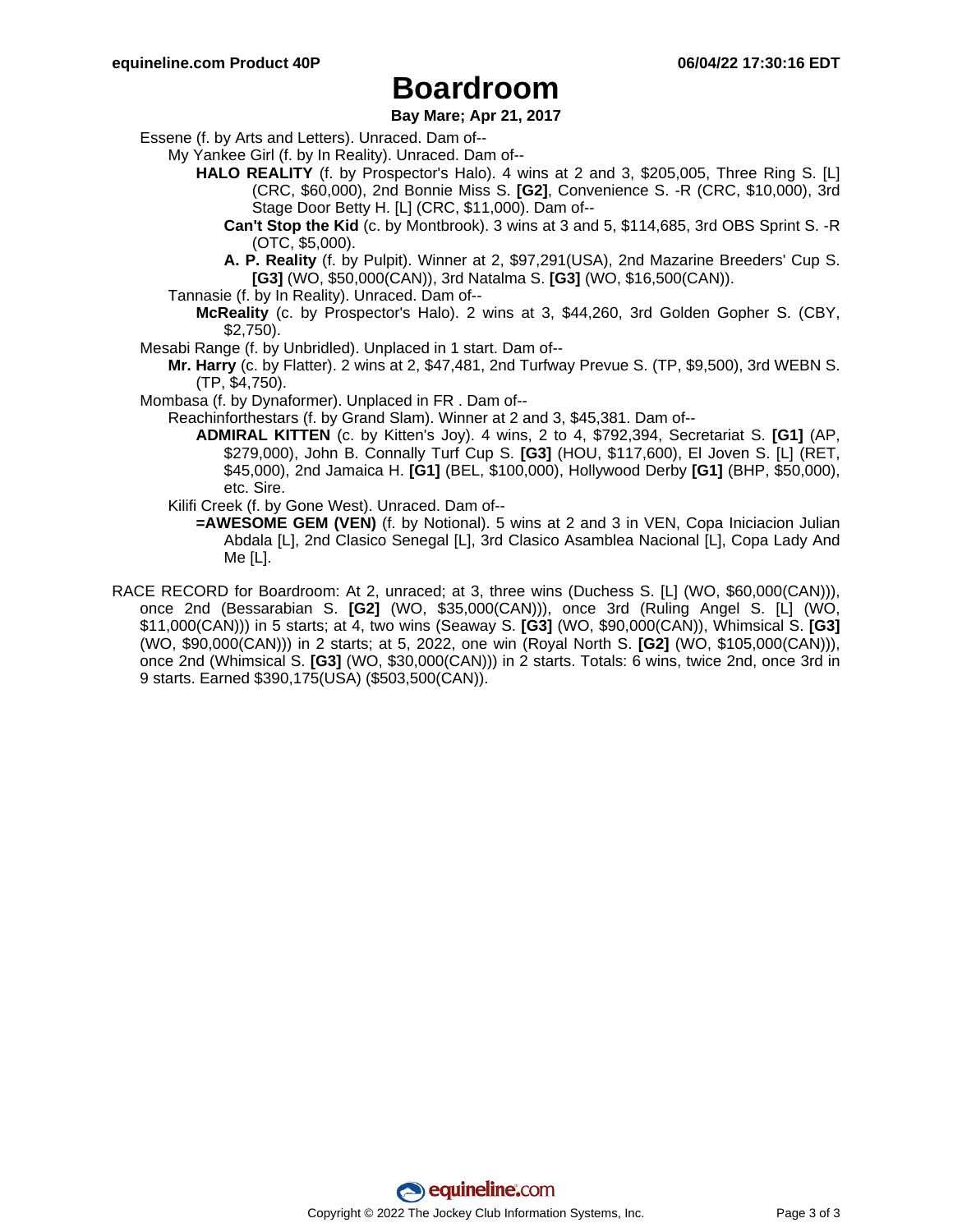# Boardroom

**Bay Mare; Apr 21, 2017**

Essene (f. by Arts and Letters). Unraced. Dam of--

My Yankee Girl (f. by In Reality). Unraced. Dam of--

**HALO REALITY** (f. by Prospector's Halo). 4 wins at 2 and 3, $205,005, Three Ring S. [L] (CRC, $60,000), 2nd Bonnie Miss S. **[G2]**, Convenience S. -R (CRC, $10,000), 3rd Stage Door Betty H. [L] (CRC, $11,000). Dam of--

**Can't Stop the Kid** (c. by Montbrook). 3 wins at 3 and 5, $114,685, 3rd OBS Sprint S. -R (OTC, $5,000).

**A. P. Reality** (f. by Pulpit). Winner at 2, $97,291(USA), 2nd Mazarine Breeders' Cup S. **[G3]** (WO, $50,000(CAN)), 3rd Natalma S. **[G3]** (WO, $16,500(CAN)).

Tannasie (f. by In Reality). Unraced. Dam of--

**McReality** (c. by Prospector's Halo). 2 wins at 3, $44,260, 3rd Golden Gopher S. (CBY, $2,750).

Mesabi Range (f. by Unbridled). Unplaced in 1 start. Dam of--

**Mr. Harry** (c. by Flatter). 2 wins at 2, $47,481, 2nd Turfway Prevue S. (TP, $9,500), 3rd WEBN S. (TP, $4,750).

Mombasa (f. by Dynaformer). Unplaced in FR . Dam of--

Reachinforthestars (f. by Grand Slam). Winner at 2 and 3, $45,381. Dam of--

**ADMIRAL KITTEN** (c. by Kitten's Joy). 4 wins, 2 to 4, $792,394, Secretariat S. **[G1]** (AP, $279,000), John B. Connally Turf Cup S. **[G3]** (HOU, $117,600), El Joven S. [L] (RET, $45,000), 2nd Jamaica H. **[G1]** (BEL, $100,000), Hollywood Derby **[G1]** (BHP, $50,000), etc. Sire.

Kilifi Creek (f. by Gone West). Unraced. Dam of--

**=AWESOME GEM (VEN)** (f. by Notional). 5 wins at 2 and 3 in VEN, Copa Iniciacion Julian Abdala [L], 2nd Clasico Senegal [L], 3rd Clasico Asamblea Nacional [L], Copa Lady And Me [L].

RACE RECORD for Boardroom: At 2, unraced; at 3, three wins (Duchess S. [L] (WO, $60,000(CAN))), once 2nd (Bessarabian S. **[G2]** (WO, $35,000(CAN))), once 3rd (Ruling Angel S. [L] (WO, $11,000(CAN))) in 5 starts; at 4, two wins (Seaway S. **[G3]** (WO, $90,000(CAN)), Whimsical S. **[G3]** (WO, $90,000(CAN))) in 2 starts; at 5, 2022, one win (Royal North S. **[G2]** (WO, $105,000(CAN))), once 2nd (Whimsical S. **[G3]** (WO, $30,000(CAN))) in 2 starts. Totals: 6 wins, twice 2nd, once 3rd in 9 starts. Earned $390,175(USA) ($503,500(CAN)).